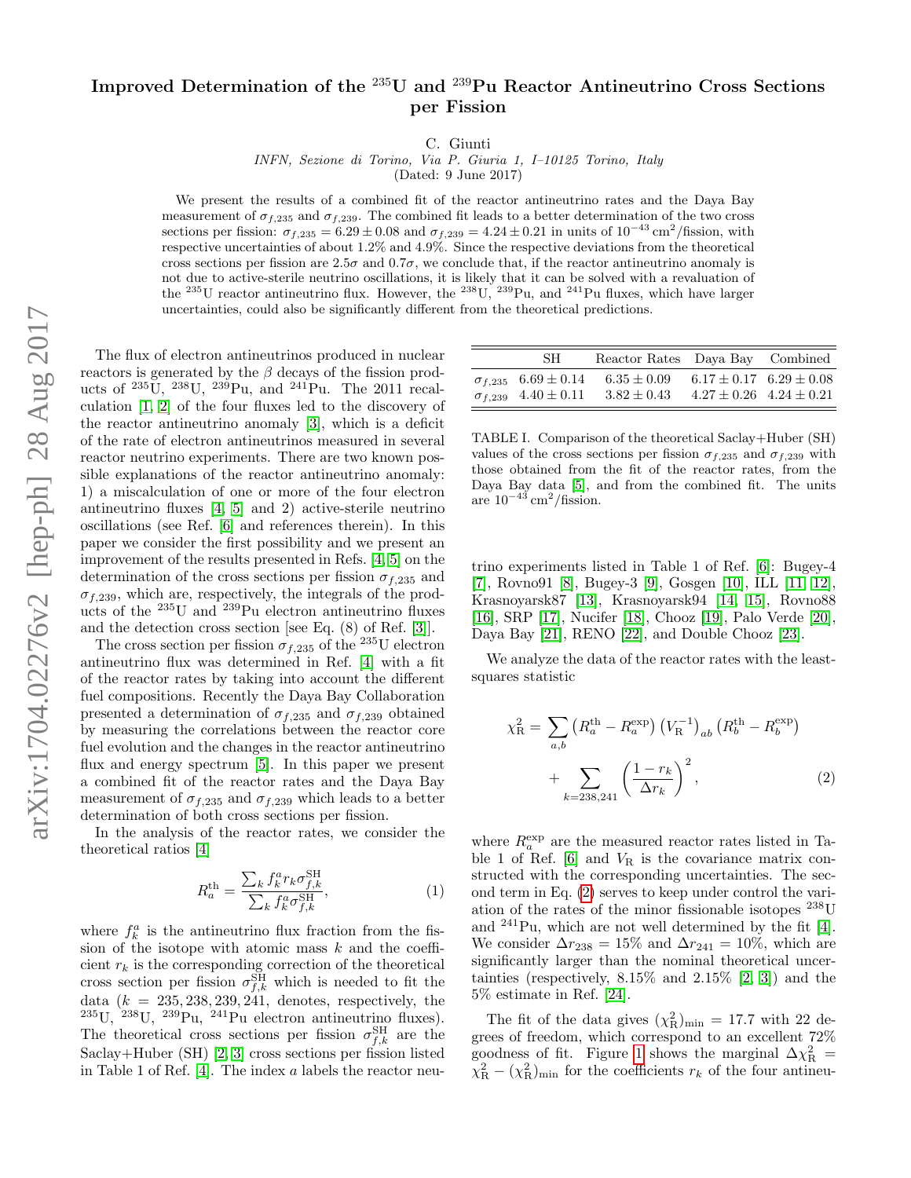# Improved Determination of the $^{235}$U and $^{239}$Pu Reactor Antineutrino Cross Sections per Fission

C. Giunti

*INFN, Sezione di Torino, Via P. Giuria 1, I–10125 Torino, Italy*

(Dated: 9 June 2017)

We present the results of a combined fit of the reactor antineutrino rates and the Daya Bay measurement of $\sigma_{f,235}$ and $\sigma_{f,239}$. The combined fit leads to a better determination of the two cross sections per fission: $\sigma_{f,235} = 6.29 \pm 0.08$ and $\sigma_{f,239} = 4.24 \pm 0.21$ in units of $10^{-43}\,\text{cm}^2/\text{fission}$, with respective uncertainties of about 1.2% and 4.9%. Since the respective deviations from the theoretical cross sections per fission are $2.5\sigma$ and $0.7\sigma$, we conclude that, if the reactor antineutrino anomaly is not due to active-sterile neutrino oscillations, it is likely that it can be solved with a revaluation of the $^{235}$U reactor antineutrino flux. However, the $^{238}$U, $^{239}$Pu, and $^{241}$Pu fluxes, which have larger uncertainties, could also be significantly different from the theoretical predictions.

The flux of electron antineutrinos produced in nuclear reactors is generated by the $\beta$ decays of the fission products of $^{235}$U, $^{238}$U, $^{239}$Pu, and $^{241}$Pu. The 2011 recalculation [1, 2] of the four fluxes led to the discovery of the reactor antineutrino anomaly [3], which is a deficit of the rate of electron antineutrinos measured in several reactor neutrino experiments. There are two known possible explanations of the reactor antineutrino anomaly: 1) a miscalculation of one or more of the four electron antineutrino fluxes [4, 5] and 2) active-sterile neutrino oscillations (see Ref. [6] and references therein). In this paper we consider the first possibility and we present an improvement of the results presented in Refs. [4, 5] on the determination of the cross sections per fission $\sigma_{f,235}$ and $\sigma_{f,239}$, which are, respectively, the integrals of the products of the $^{235}$U and $^{239}$Pu electron antineutrino fluxes and the detection cross section [see Eq. (8) of Ref. [3]].

The cross section per fission $\sigma_{f,235}$ of the $^{235}$U electron antineutrino flux was determined in Ref. [4] with a fit of the reactor rates by taking into account the different fuel compositions. Recently the Daya Bay Collaboration presented a determination of $\sigma_{f,235}$ and $\sigma_{f,239}$ obtained by measuring the correlations between the reactor core fuel evolution and the changes in the reactor antineutrino flux and energy spectrum [5]. In this paper we present a combined fit of the reactor rates and the Daya Bay measurement of $\sigma_{f,235}$ and $\sigma_{f,239}$ which leads to a better determination of both cross sections per fission.

In the analysis of the reactor rates, we consider the theoretical ratios [4]

$$R_a^{\text{th}} = \frac{\sum_k f_k^a r_k \sigma_{f,k}^{\text{SH}}}{\sum_k f_k^a \sigma_{f,k}^{\text{SH}}}, \tag{1}$$

where $f_k^a$ is the antineutrino flux fraction from the fission of the isotope with atomic mass $k$ and the coefficient $r_k$ is the corresponding correction of the theoretical cross section per fission $\sigma_{f,k}^{\text{SH}}$ which is needed to fit the data ($k = 235, 238, 239, 241$, denotes, respectively, the $^{235}$U, $^{238}$U, $^{239}$Pu, $^{241}$Pu electron antineutrino fluxes). The theoretical cross sections per fission $\sigma_{f,k}^{\text{SH}}$ are the Saclay+Huber (SH) [2, 3] cross sections per fission listed in Table 1 of Ref. [4]. The index $a$ labels the reactor neutrino experiments listed in Table 1 of Ref. [6]: Bugey-4 [7], Rovno91 [8], Bugey-3 [9], Gosgen [10], ILL [11, 12], Krasnoyarsk87 [13], Krasnoyarsk94 [14, 15], Rovno88 [16], SRP [17], Nucifer [18], Chooz [19], Palo Verde [20], Daya Bay [21], RENO [22], and Double Chooz [23].

| | SH | Reactor Rates | Daya Bay | Combined |
|---|---|---|---|---|
| $\sigma_{f,235}$ | $6.69 \pm 0.14$ | $6.35 \pm 0.09$ | $6.17 \pm 0.17$ | $6.29 \pm 0.08$ |
| $\sigma_{f,239}$ | $4.40 \pm 0.11$ | $3.82 \pm 0.43$ | $4.27 \pm 0.26$ | $4.24 \pm 0.21$ |

TABLE I. Comparison of the theoretical Saclay+Huber (SH) values of the cross sections per fission $\sigma_{f,235}$ and $\sigma_{f,239}$ with those obtained from the fit of the reactor rates, from the Daya Bay data [5], and from the combined fit. The units are $10^{-43}\,\text{cm}^2/\text{fission}$.

We analyze the data of the reactor rates with the least-squares statistic

$$\chi^2_{\text{R}} = \sum_{a,b} \left(R_a^{\text{th}} - R_a^{\text{exp}}\right) \left(V_{\text{R}}^{-1}\right)_{ab} \left(R_b^{\text{th}} - R_b^{\text{exp}}\right) + \sum_{k=238,241} \left(\frac{1 - r_k}{\Delta r_k}\right)^2, \tag{2}$$

where $R_a^{\text{exp}}$ are the measured reactor rates listed in Table 1 of Ref. [6] and $V_{\text{R}}$ is the covariance matrix constructed with the corresponding uncertainties. The second term in Eq. (2) serves to keep under control the variation of the rates of the minor fissionable isotopes $^{238}$U and $^{241}$Pu, which are not well determined by the fit [4]. We consider $\Delta r_{238} = 15\%$ and $\Delta r_{241} = 10\%$, which are significantly larger than the nominal theoretical uncertainties (respectively, 8.15% and 2.15% [2, 3]) and the 5% estimate in Ref. [24].

The fit of the data gives $(\chi^2_{\text{R}})_{\text{min}} = 17.7$ with 22 degrees of freedom, which correspond to an excellent 72% goodness of fit. Figure 1 shows the marginal $\Delta\chi^2_{\text{R}} = \chi^2_{\text{R}} - (\chi^2_{\text{R}})_{\text{min}}$ for the coefficients $r_k$ of the four antineu-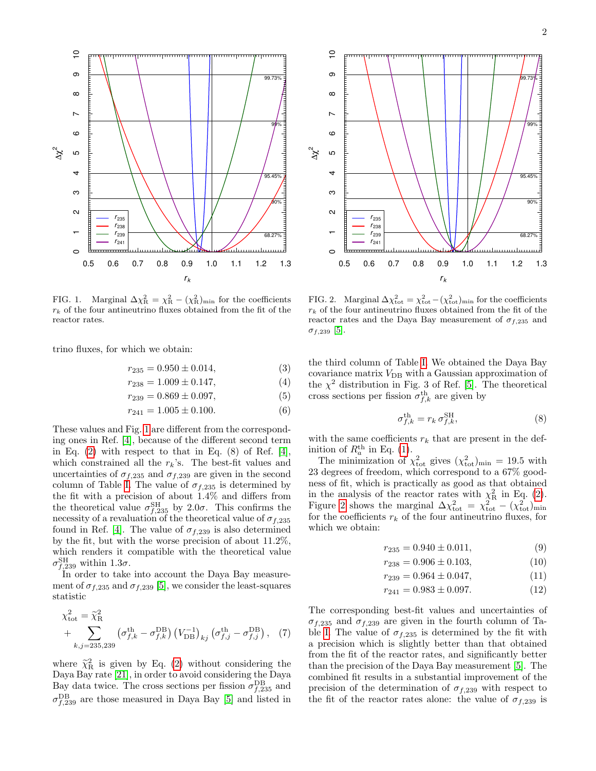FIG. 1. Marginal $\Delta\chi^2_{\rm R} = \chi^2_{\rm R} - (\chi^2_{\rm R})_{\rm min}$ for the coefficients $r_k$ of the four antineutrino fluxes obtained from the fit of the reactor rates.

FIG. 2. Marginal $\Delta\chi^2_{\rm tot} = \chi^2_{\rm tot} - (\chi^2_{\rm tot})_{\rm min}$ for the coefficients $r_k$ of the four antineutrino fluxes obtained from the fit of the reactor rates and the Daya Bay measurement of $\sigma_{f,235}$ and $\sigma_{f,239}$ [5].

trino fluxes, for which we obtain:

$$r_{235} = 0.950 \pm 0.014, \quad (3)$$

$$r_{238} = 1.009 \pm 0.147, \quad (4)$$

$$r_{239} = 0.869 \pm 0.097, \quad (5)$$

$$r_{241} = 1.005 \pm 0.100. \quad (6)$$

These values and Fig. 1 are different from the corresponding ones in Ref. [4], because of the different second term in Eq. (2) with respect to that in Eq. (8) of Ref. [4], which constrained all the $r_k$'s. The best-fit values and uncertainties of $\sigma_{f,235}$ and $\sigma_{f,239}$ are given in the second column of Table I. The value of $\sigma_{f,235}$ is determined by the fit with a precision of about 1.4% and differs from the theoretical value $\sigma^{\rm SH}_{f,235}$ by $2.0\sigma$. This confirms the necessity of a revaluation of the theoretical value of $\sigma_{f,235}$ found in Ref. [4]. The value of $\sigma_{f,239}$ is also determined by the fit, but with the worse precision of about 11.2%, which renders it compatible with the theoretical value $\sigma^{\rm SH}_{f,239}$ within $1.3\sigma$.

In order to take into account the Daya Bay measurement of $\sigma_{f,235}$ and $\sigma_{f,239}$ [5], we consider the least-squares statistic

$$\chi^2_{\rm tot} = \widetilde{\chi}^2_{\rm R} + \sum_{k,j=235,239} \left(\sigma^{\rm th}_{f,k} - \sigma^{\rm DB}_{f,k}\right) \left(V^{-1}_{\rm DB}\right)_{kj} \left(\sigma^{\rm th}_{f,j} - \sigma^{\rm DB}_{f,j}\right), \quad (7)$$

where $\widetilde{\chi}^2_{\rm R}$ is given by Eq. (2) without considering the Daya Bay rate [21], in order to avoid considering the Daya Bay data twice. The cross sections per fission $\sigma^{\rm DB}_{f,235}$ and $\sigma^{\rm DB}_{f,239}$ are those measured in Daya Bay [5] and listed in the third column of Table I. We obtained the Daya Bay covariance matrix $V_{\rm DB}$ with a Gaussian approximation of the $\chi^2$ distribution in Fig. 3 of Ref. [5]. The theoretical cross sections per fission $\sigma^{\rm th}_{f,k}$ are given by

$$\sigma^{\rm th}_{f,k} = r_k\, \sigma^{\rm SH}_{f,k}, \quad (8)$$

with the same coefficients $r_k$ that are present in the definition of $R^{\rm th}_a$ in Eq. (1).

The minimization of $\chi^2_{\rm tot}$ gives $(\chi^2_{\rm tot})_{\rm min} = 19.5$ with 23 degrees of freedom, which correspond to a 67% goodness of fit, which is practically as good as that obtained in the analysis of the reactor rates with $\chi^2_{\rm R}$ in Eq. (2). Figure 2 shows the marginal $\Delta\chi^2_{\rm tot} = \chi^2_{\rm tot} - (\chi^2_{\rm tot})_{\rm min}$ for the coefficients $r_k$ of the four antineutrino fluxes, for which we obtain:

$$r_{235} = 0.940 \pm 0.011, \quad (9)$$

$$r_{238} = 0.906 \pm 0.103, \quad (10)$$

$$r_{239} = 0.964 \pm 0.047, \quad (11)$$

$$r_{241} = 0.983 \pm 0.097. \quad (12)$$

The corresponding best-fit values and uncertainties of $\sigma_{f,235}$ and $\sigma_{f,239}$ are given in the fourth column of Table I. The value of $\sigma_{f,235}$ is determined by the fit with a precision which is slightly better than that obtained from the fit of the reactor rates, and significantly better than the precision of the Daya Bay measurement [5]. The combined fit results in a substantial improvement of the precision of the determination of $\sigma_{f,239}$ with respect to the fit of the reactor rates alone: the value of $\sigma_{f,239}$ is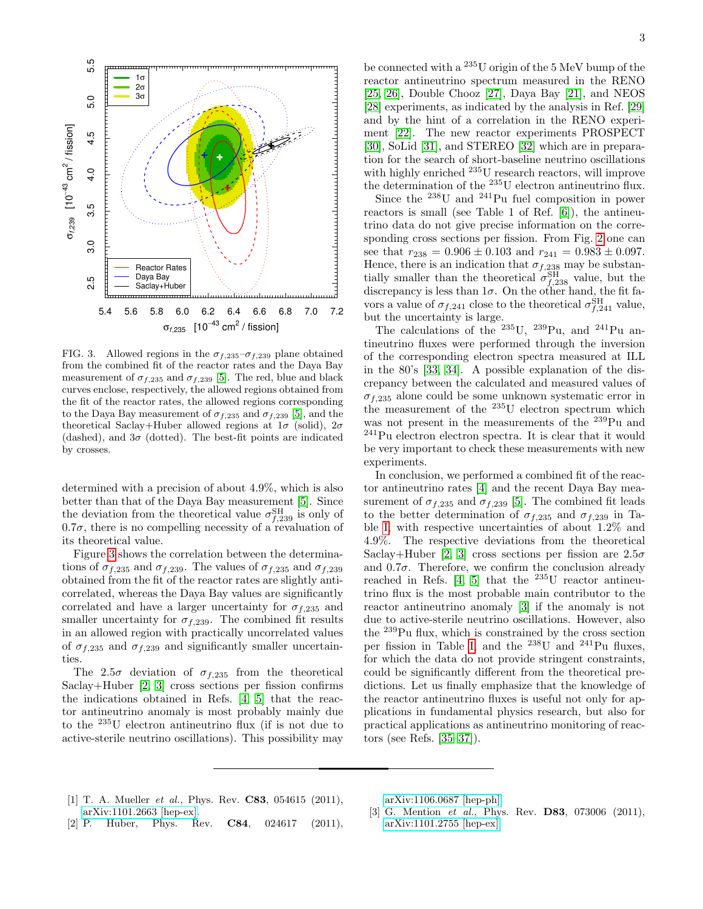FIG. 3. Allowed regions in the $\sigma_{f,235}$–$\sigma_{f,239}$ plane obtained from the combined fit of the reactor rates and the Daya Bay measurement of $\sigma_{f,235}$ and $\sigma_{f,239}$ [5]. The red, blue and black curves enclose, respectively, the allowed regions obtained from the fit of the reactor rates, the allowed regions corresponding to the Daya Bay measurement of $\sigma_{f,235}$ and $\sigma_{f,239}$ [5], and the theoretical Saclay+Huber allowed regions at $1\sigma$ (solid), $2\sigma$ (dashed), and $3\sigma$ (dotted). The best-fit points are indicated by crosses.

determined with a precision of about 4.9%, which is also better than that of the Daya Bay measurement [5]. Since the deviation from the theoretical value $\sigma_{f,239}^{\text{SH}}$ is only of $0.7\sigma$, there is no compelling necessity of a revaluation of its theoretical value.

Figure 3 shows the correlation between the determinations of $\sigma_{f,235}$ and $\sigma_{f,239}$. The values of $\sigma_{f,235}$ and $\sigma_{f,239}$ obtained from the fit of the reactor rates are slightly anticorrelated, whereas the Daya Bay values are significantly correlated and have a larger uncertainty for $\sigma_{f,235}$ and smaller uncertainty for $\sigma_{f,239}$. The combined fit results in an allowed region with practically uncorrelated values of $\sigma_{f,235}$ and $\sigma_{f,239}$ and significantly smaller uncertainties.

The $2.5\sigma$ deviation of $\sigma_{f,235}$ from the theoretical Saclay+Huber [2, 3] cross sections per fission confirms the indications obtained in Refs. [4, 5] that the reactor antineutrino anomaly is most probably mainly due to the $^{235}$U electron antineutrino flux (if is not due to active-sterile neutrino oscillations). This possibility may be connected with a $^{235}$U origin of the 5 MeV bump of the reactor antineutrino spectrum measured in the RENO [25, 26], Double Chooz [27], Daya Bay [21], and NEOS [28] experiments, as indicated by the analysis in Ref. [29] and by the hint of a correlation in the RENO experiment [22]. The new reactor experiments PROSPECT [30], SoLid [31], and STEREO [32] which are in preparation for the search of short-baseline neutrino oscillations with highly enriched $^{235}$U research reactors, will improve the determination of the $^{235}$U electron antineutrino flux.

Since the $^{238}$U and $^{241}$Pu fuel composition in power reactors is small (see Table 1 of Ref. [6]), the antineutrino data do not give precise information on the corresponding cross sections per fission. From Fig. 2 one can see that $r_{238} = 0.906 \pm 0.103$ and $r_{241} = 0.983 \pm 0.097$. Hence, there is an indication that $\sigma_{f,238}$ may be substantially smaller than the theoretical $\sigma_{f,238}^{\text{SH}}$ value, but the discrepancy is less than $1\sigma$. On the other hand, the fit favors a value of $\sigma_{f,241}$ close to the theoretical $\sigma_{f,241}^{\text{SH}}$ value, but the uncertainty is large.

The calculations of the $^{235}$U, $^{239}$Pu, and $^{241}$Pu antineutrino fluxes were performed through the inversion of the corresponding electron spectra measured at ILL in the 80's [33, 34]. A possible explanation of the discrepancy between the calculated and measured values of $\sigma_{f,235}$ alone could be some unknown systematic error in the measurement of the $^{235}$U electron spectrum which was not present in the measurements of the $^{239}$Pu and $^{241}$Pu electron electron spectra. It is clear that it would be very important to check these measurements with new experiments.

In conclusion, we performed a combined fit of the reactor antineutrino rates [4] and the recent Daya Bay measurement of $\sigma_{f,235}$ and $\sigma_{f,239}$ [5]. The combined fit leads to the better determination of $\sigma_{f,235}$ and $\sigma_{f,239}$ in Table I, with respective uncertainties of about 1.2% and 4.9%. The respective deviations from the theoretical Saclay+Huber [2, 3] cross sections per fission are $2.5\sigma$ and $0.7\sigma$. Therefore, we confirm the conclusion already reached in Refs. [4, 5] that the $^{235}$U reactor antineutrino flux is the most probable main contributor to the reactor antineutrino anomaly [3] if the anomaly is not due to active-sterile neutrino oscillations. However, also the $^{239}$Pu flux, which is constrained by the cross section per fission in Table I, and the $^{238}$U and $^{241}$Pu fluxes, for which the data do not provide stringent constraints, could be significantly different from the theoretical predictions. Let us finally emphasize that the knowledge of the reactor antineutrino fluxes is useful not only for applications in fundamental physics research, but also for practical applications as antineutrino monitoring of reactors (see Refs. [35–37]).

---

[1] T. A. Mueller *et al.*, Phys. Rev. **C83**, 054615 (2011), arXiv:1101.2663 [hep-ex].

[2] P. Huber, Phys. Rev. **C84**, 024617 (2011), arXiv:1106.0687 [hep-ph].

[3] G. Mention *et al.*, Phys. Rev. **D83**, 073006 (2011), arXiv:1101.2755 [hep-ex].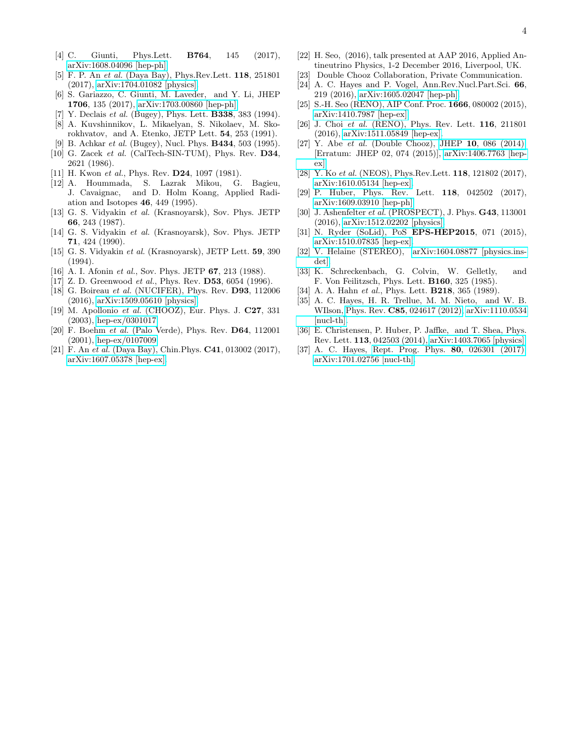[4] C. Giunti, Phys.Lett. **B764**, 145 (2017), arXiv:1608.04096 [hep-ph].

[5] F. P. An *et al.* (Daya Bay), Phys.Rev.Lett. **118**, 251801 (2017), arXiv:1704.01082 [physics].

[6] S. Gariazzo, C. Giunti, M. Laveder, and Y. Li, JHEP **1706**, 135 (2017), arXiv:1703.00860 [hep-ph].

[7] Y. Declais *et al.* (Bugey), Phys. Lett. **B338**, 383 (1994).

[8] A. Kuvshinnikov, L. Mikaelyan, S. Nikolaev, M. Skorokhvatov, and A. Etenko, JETP Lett. **54**, 253 (1991).

[9] B. Achkar *et al.* (Bugey), Nucl. Phys. **B434**, 503 (1995).

[10] G. Zacek *et al.* (CalTech-SIN-TUM), Phys. Rev. **D34**, 2621 (1986).

[11] H. Kwon *et al.*, Phys. Rev. **D24**, 1097 (1981).

[12] A. Hoummada, S. Lazrak Mikou, G. Bagieu, J. Cavaignac, and D. Holm Koang, Applied Radiation and Isotopes **46**, 449 (1995).

[13] G. S. Vidyakin *et al.* (Krasnoyarsk), Sov. Phys. JETP **66**, 243 (1987).

[14] G. S. Vidyakin *et al.* (Krasnoyarsk), Sov. Phys. JETP **71**, 424 (1990).

[15] G. S. Vidyakin *et al.* (Krasnoyarsk), JETP Lett. **59**, 390 (1994).

[16] A. I. Afonin *et al.*, Sov. Phys. JETP **67**, 213 (1988).

[17] Z. D. Greenwood *et al.*, Phys. Rev. **D53**, 6054 (1996).

[18] G. Boireau *et al.* (NUCIFER), Phys. Rev. **D93**, 112006 (2016), arXiv:1509.05610 [physics].

[19] M. Apollonio *et al.* (CHOOZ), Eur. Phys. J. **C27**, 331 (2003), hep-ex/0301017.

[20] F. Boehm *et al.* (Palo Verde), Phys. Rev. **D64**, 112001 (2001), hep-ex/0107009.

[21] F. An *et al.* (Daya Bay), Chin.Phys. **C41**, 013002 (2017), arXiv:1607.05378 [hep-ex].

[22] H. Seo, (2016), talk presented at AAP 2016, Applied Antineutrino Physics, 1-2 December 2016, Liverpool, UK.

[23] Double Chooz Collaboration, Private Communication.

[24] A. C. Hayes and P. Vogel, Ann.Rev.Nucl.Part.Sci. **66**, 219 (2016), arXiv:1605.02047 [hep-ph].

[25] S.-H. Seo (RENO), AIP Conf. Proc. **1666**, 080002 (2015), arXiv:1410.7987 [hep-ex].

[26] J. Choi *et al.* (RENO), Phys. Rev. Lett. **116**, 211801 (2016), arXiv:1511.05849 [hep-ex].

[27] Y. Abe *et al.* (Double Chooz), JHEP **10**, 086 (2014), [Erratum: JHEP 02, 074 (2015)], arXiv:1406.7763 [hep-ex].

[28] Y. Ko *et al.* (NEOS), Phys.Rev.Lett. **118**, 121802 (2017), arXiv:1610.05134 [hep-ex].

[29] P. Huber, Phys. Rev. Lett. **118**, 042502 (2017), arXiv:1609.03910 [hep-ph].

[30] J. Ashenfelter *et al.* (PROSPECT), J. Phys. **G43**, 113001 (2016), arXiv:1512.02202 [physics].

[31] N. Ryder (SoLid), PoS **EPS-HEP2015**, 071 (2015), arXiv:1510.07835 [hep-ex].

[32] V. Helaine (STEREO), arXiv:1604.08877 [physics.ins-det].

[33] K. Schreckenbach, G. Colvin, W. Gelletly, and F. Von Feilitzsch, Phys. Lett. **B160**, 325 (1985).

[34] A. A. Hahn *et al.*, Phys. Lett. **B218**, 365 (1989).

[35] A. C. Hayes, H. R. Trellue, M. M. Nieto, and W. B. WIlson, Phys. Rev. **C85**, 024617 (2012), arXiv:1110.0534 [nucl-th].

[36] E. Christensen, P. Huber, P. Jaffke, and T. Shea, Phys. Rev. Lett. **113**, 042503 (2014), arXiv:1403.7065 [physics].

[37] A. C. Hayes, Rept. Prog. Phys. **80**, 026301 (2017), arXiv:1701.02756 [nucl-th].